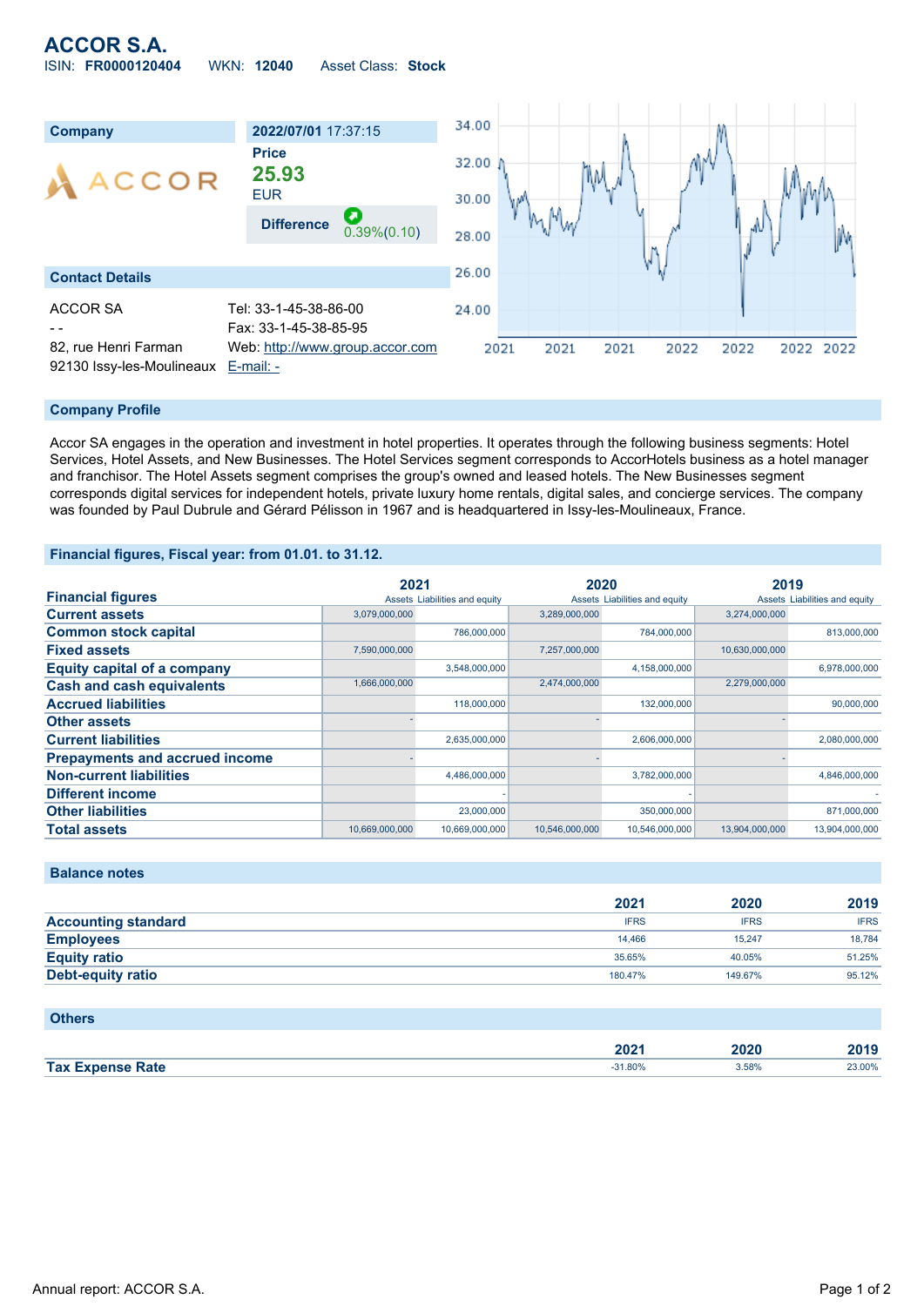# ACCOR S.A.

ISIN: **FR0000120404** WKN: **12040** Asset Class: **Stock**

| Company | 2022/07/01 17:37:15 |
|---|---|
| ACCOR | Price **25.93** EUR |
| | Difference 0.39%(0.10) |

## Contact Details

ACCOR SA
- -
82, rue Henri Farman
92130 Issy-les-Moulineaux

Tel: 33-1-45-38-86-00
Fax: 33-1-45-38-85-95
Web: http://www.group.accor.com
E-mail: -

## Company Profile

Accor SA engages in the operation and investment in hotel properties. It operates through the following business segments: Hotel Services, Hotel Assets, and New Businesses. The Hotel Services segment corresponds to AccorHotels business as a hotel manager and franchisor. The Hotel Assets segment comprises the group's owned and leased hotels. The New Businesses segment corresponds digital services for independent hotels, private luxury home rentals, digital sales, and concierge services. The company was founded by Paul Dubrule and Gérard Pélisson in 1967 and is headquartered in Issy-les-Moulineaux, France.

## Financial figures, Fiscal year: from 01.01. to 31.12.

| Financial figures | 2021 | | 2020 | | 2019 | |
|---|---|---|---|---|---|---|
| | Assets | Liabilities and equity | Assets | Liabilities and equity | Assets | Liabilities and equity |
| Current assets | 3,079,000,000 | | 3,289,000,000 | | 3,274,000,000 | |
| Common stock capital | | 786,000,000 | | 784,000,000 | | 813,000,000 |
| Fixed assets | 7,590,000,000 | | 7,257,000,000 | | 10,630,000,000 | |
| Equity capital of a company | | 3,548,000,000 | | 4,158,000,000 | | 6,978,000,000 |
| Cash and cash equivalents | 1,666,000,000 | | 2,474,000,000 | | 2,279,000,000 | |
| Accrued liabilities | | 118,000,000 | | 132,000,000 | | 90,000,000 |
| Other assets | - | | - | | - | |
| Current liabilities | | 2,635,000,000 | | 2,606,000,000 | | 2,080,000,000 |
| Prepayments and accrued income | - | | - | | - | |
| Non-current liabilities | | 4,486,000,000 | | 3,782,000,000 | | 4,846,000,000 |
| Different income | | - | | - | | - |
| Other liabilities | | 23,000,000 | | 350,000,000 | | 871,000,000 |
| Total assets | 10,669,000,000 | 10,669,000,000 | 10,546,000,000 | 10,546,000,000 | 13,904,000,000 | 13,904,000,000 |

## Balance notes

| | 2021 | 2020 | 2019 |
|---|---|---|---|
| Accounting standard | IFRS | IFRS | IFRS |
| Employees | 14,466 | 15,247 | 18,784 |
| Equity ratio | 35.65% | 40.05% | 51.25% |
| Debt-equity ratio | 180.47% | 149.67% | 95.12% |

## Others

| | 2021 | 2020 | 2019 |
|---|---|---|---|
| Tax Expense Rate | -31.80% | 3.58% | 23.00% |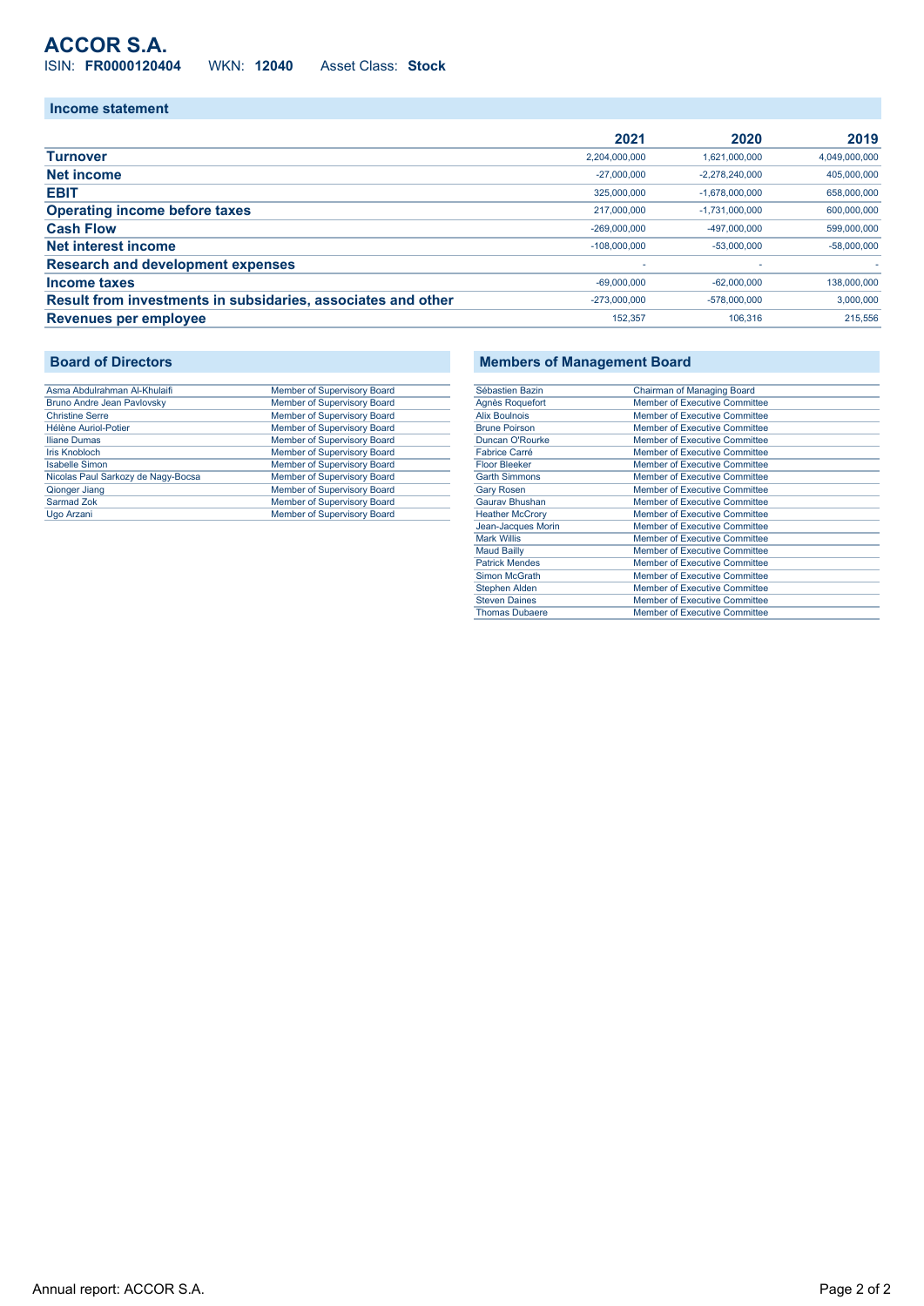# ACCOR S.A.

ISIN: **FR0000120404** WKN: **12040** Asset Class: **Stock**

## Income statement

| | 2021 | 2020 | 2019 |
|---|---|---|---|
| **Turnover** | 2,204,000,000 | 1,621,000,000 | 4,049,000,000 |
| **Net income** | -27,000,000 | -2,278,240,000 | 405,000,000 |
| **EBIT** | 325,000,000 | -1,678,000,000 | 658,000,000 |
| **Operating income before taxes** | 217,000,000 | -1,731,000,000 | 600,000,000 |
| **Cash Flow** | -269,000,000 | -497,000,000 | 599,000,000 |
| **Net interest income** | -108,000,000 | -53,000,000 | -58,000,000 |
| **Research and development expenses** | - | - | - |
| **Income taxes** | -69,000,000 | -62,000,000 | 138,000,000 |
| **Result from investments in subsidaries, associates and other** | -273,000,000 | -578,000,000 | 3,000,000 |
| **Revenues per employee** | 152,357 | 106,316 | 215,556 |

## Board of Directors

| | |
|---|---|
| Asma Abdulrahman Al-Khulaifi | Member of Supervisory Board |
| Bruno Andre Jean Pavlovsky | Member of Supervisory Board |
| Christine Serre | Member of Supervisory Board |
| Hélène Auriol-Potier | Member of Supervisory Board |
| Iliane Dumas | Member of Supervisory Board |
| Iris Knobloch | Member of Supervisory Board |
| Isabelle Simon | Member of Supervisory Board |
| Nicolas Paul Sarkozy de Nagy-Bocsa | Member of Supervisory Board |
| Qionger Jiang | Member of Supervisory Board |
| Sarmad Zok | Member of Supervisory Board |
| Ugo Arzani | Member of Supervisory Board |

## Members of Management Board

| | |
|---|---|
| Sébastien Bazin | Chairman of Managing Board |
| Agnès Roquefort | Member of Executive Committee |
| Alix Boulnois | Member of Executive Committee |
| Brune Poirson | Member of Executive Committee |
| Duncan O'Rourke | Member of Executive Committee |
| Fabrice Carré | Member of Executive Committee |
| Floor Bleeker | Member of Executive Committee |
| Garth Simmons | Member of Executive Committee |
| Gary Rosen | Member of Executive Committee |
| Gaurav Bhushan | Member of Executive Committee |
| Heather McCrory | Member of Executive Committee |
| Jean-Jacques Morin | Member of Executive Committee |
| Mark Willis | Member of Executive Committee |
| Maud Bailly | Member of Executive Committee |
| Patrick Mendes | Member of Executive Committee |
| Simon McGrath | Member of Executive Committee |
| Stephen Alden | Member of Executive Committee |
| Steven Daines | Member of Executive Committee |
| Thomas Dubaere | Member of Executive Committee |